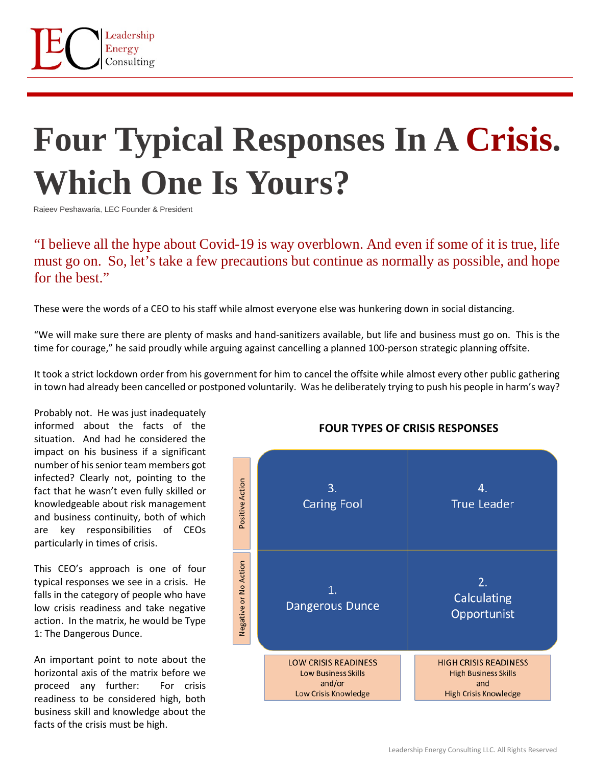Leadership Energy Consulting

# Four Typical Responses In A Crisis. Which One Is Yours?

Rajeev Peshawaria, LEC Founder & President

"I believe all the hype about Covid-19 is way overblown. And even if some of it is true, life must go on. So, let's take a few precautions but continue as normally as possible, and hope for the best."

These were the words of a CEO to his staff while almost everyone else was hunkering down in social distancing.

"We will make sure there are plenty of masks and hand-sanitizers available, but life and business must go on. This is the time for courage," he said proudly while arguing against cancelling a planned 100-person strategic planning offsite.

It took a strict lockdown order from his government for him to cancel the offsite while almost every other public gathering in town had already been cancelled or postponed voluntarily. Was he deliberately trying to push his people in harm's way?

Probably not. He was just inadequately informed about the facts of the situation. And had he considered the impact on his business if a significant number of his senior team members got infected? Clearly not, pointing to the fact that he wasn't even fully skilled or knowledgeable about risk management and business continuity, both of which are key responsibilities of CEOs particularly in times of crisis.

This CEO's approach is one of four typical responses we see in a crisis. He falls in the category of people who have low crisis readiness and take negative action. In the matrix, he would be Type 1: The Dangerous Dunce.

An important point to note about the horizontal axis of the matrix before we proceed any further: For crisis readiness to be considered high, both business skill and knowledge about the facts of the crisis must be high.

**FOUR TYPES OF CRISIS RESPONSES**

| | LOW CRISIS READINESS<br>Low Business Skills and/or Low Crisis Knowledge | HIGH CRISIS READINESS<br>High Business Skills and High Crisis Knowledge |
|---|---|---|
| **Positive Action** | 3. Caring Fool | 4. True Leader |
| **Negative or No Action** | 1. Dangerous Dunce | 2. Calculating Opportunist |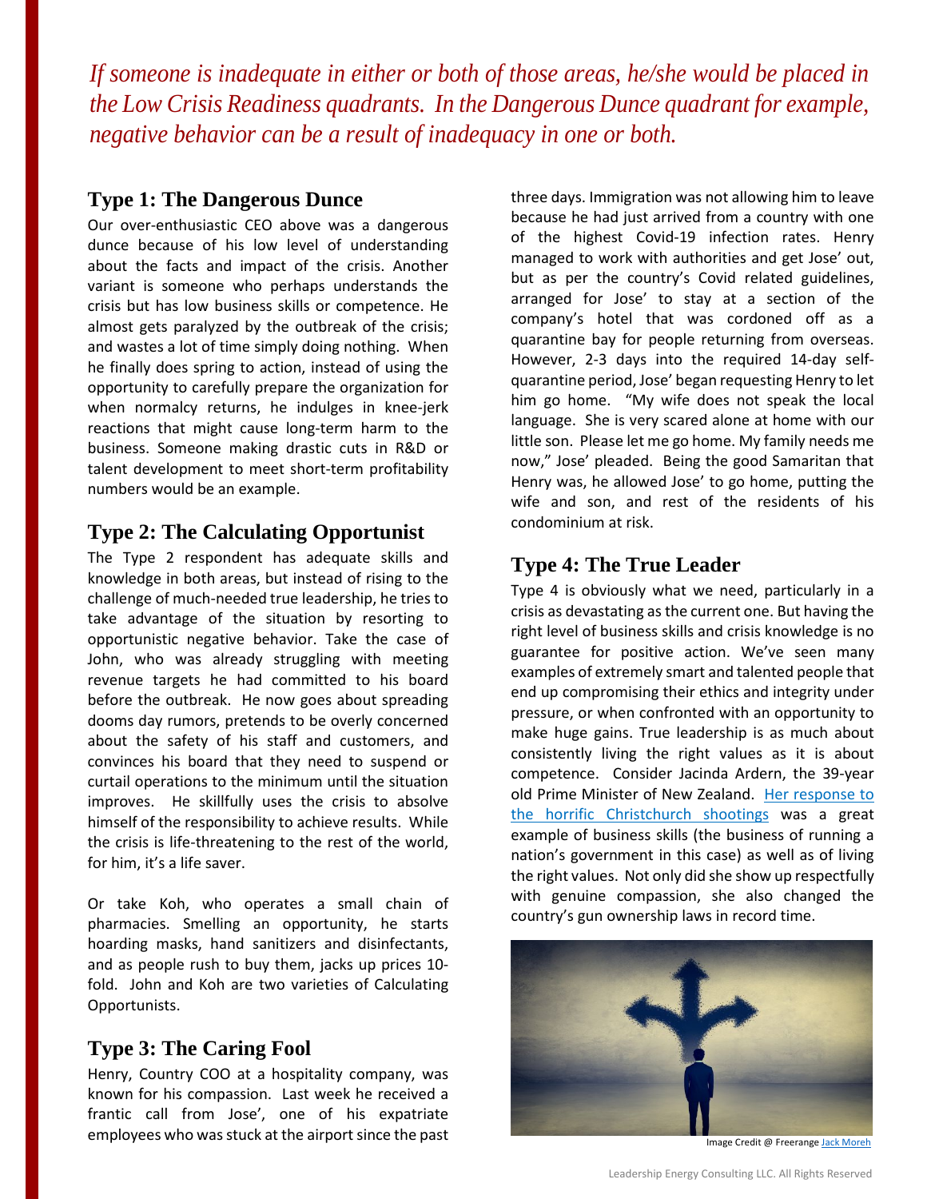*If someone is inadequate in either or both of those areas, he/she would be placed in the Low Crisis Readiness quadrants. In the Dangerous Dunce quadrant for example, negative behavior can be a result of inadequacy in one or both.*

## Type 1: The Dangerous Dunce

Our over-enthusiastic CEO above was a dangerous dunce because of his low level of understanding about the facts and impact of the crisis. Another variant is someone who perhaps understands the crisis but has low business skills or competence. He almost gets paralyzed by the outbreak of the crisis; and wastes a lot of time simply doing nothing. When he finally does spring to action, instead of using the opportunity to carefully prepare the organization for when normalcy returns, he indulges in knee-jerk reactions that might cause long-term harm to the business. Someone making drastic cuts in R&D or talent development to meet short-term profitability numbers would be an example.

## Type 2: The Calculating Opportunist

The Type 2 respondent has adequate skills and knowledge in both areas, but instead of rising to the challenge of much-needed true leadership, he tries to take advantage of the situation by resorting to opportunistic negative behavior. Take the case of John, who was already struggling with meeting revenue targets he had committed to his board before the outbreak. He now goes about spreading dooms day rumors, pretends to be overly concerned about the safety of his staff and customers, and convinces his board that they need to suspend or curtail operations to the minimum until the situation improves. He skillfully uses the crisis to absolve himself of the responsibility to achieve results. While the crisis is life-threatening to the rest of the world, for him, it's a life saver.

Or take Koh, who operates a small chain of pharmacies. Smelling an opportunity, he starts hoarding masks, hand sanitizers and disinfectants, and as people rush to buy them, jacks up prices 10-fold. John and Koh are two varieties of Calculating Opportunists.

## Type 3: The Caring Fool

Henry, Country COO at a hospitality company, was known for his compassion. Last week he received a frantic call from Jose', one of his expatriate employees who was stuck at the airport since the past three days. Immigration was not allowing him to leave because he had just arrived from a country with one of the highest Covid-19 infection rates. Henry managed to work with authorities and get Jose' out, but as per the country's Covid related guidelines, arranged for Jose' to stay at a section of the company's hotel that was cordoned off as a quarantine bay for people returning from overseas. However, 2-3 days into the required 14-day self-quarantine period, Jose' began requesting Henry to let him go home. "My wife does not speak the local language. She is very scared alone at home with our little son. Please let me go home. My family needs me now," Jose' pleaded. Being the good Samaritan that Henry was, he allowed Jose' to go home, putting the wife and son, and rest of the residents of his condominium at risk.

## Type 4: The True Leader

Type 4 is obviously what we need, particularly in a crisis as devastating as the current one. But having the right level of business skills and crisis knowledge is no guarantee for positive action. We've seen many examples of extremely smart and talented people that end up compromising their ethics and integrity under pressure, or when confronted with an opportunity to make huge gains. True leadership is as much about consistently living the right values as it is about competence. Consider Jacinda Ardern, the 39-year old Prime Minister of New Zealand. Her response to the horrific Christchurch shootings was a great example of business skills (the business of running a nation's government in this case) as well as of living the right values. Not only did she show up respectfully with genuine compassion, she also changed the country's gun ownership laws in record time.

Image Credit @ Freerange Jack Moreh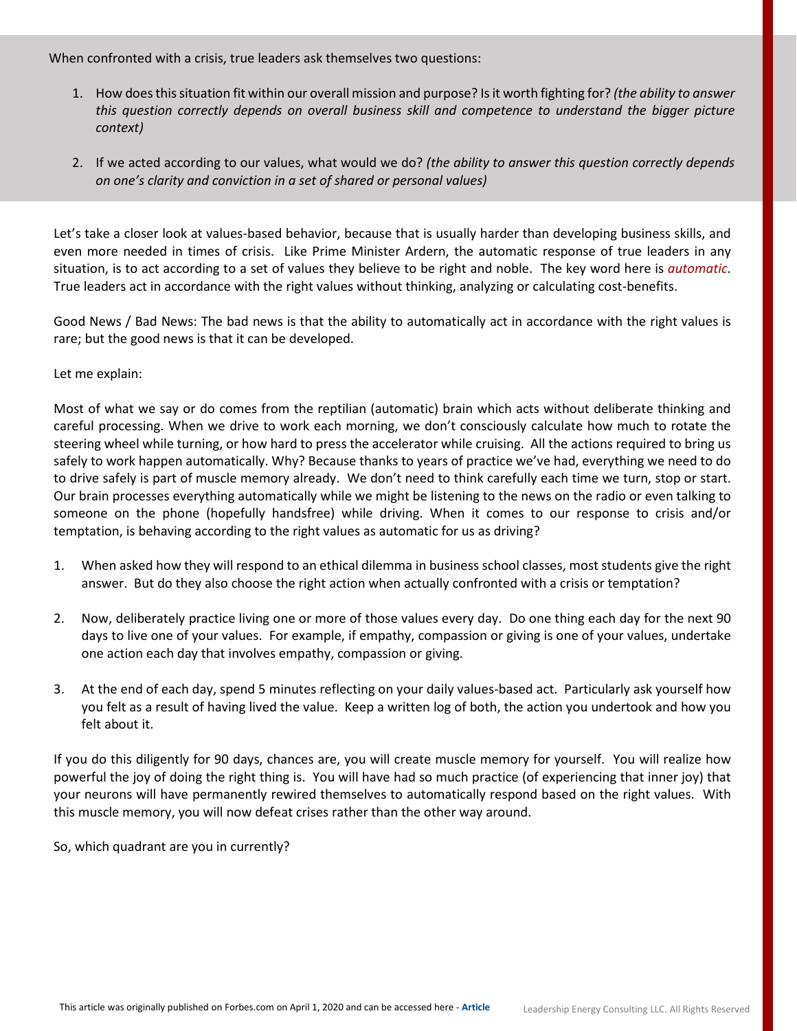When confronted with a crisis, true leaders ask themselves two questions:

1. How does this situation fit within our overall mission and purpose? Is it worth fighting for? *(the ability to answer this question correctly depends on overall business skill and competence to understand the bigger picture context)*

2. If we acted according to our values, what would we do? *(the ability to answer this question correctly depends on one's clarity and conviction in a set of shared or personal values)*

Let's take a closer look at values-based behavior, because that is usually harder than developing business skills, and even more needed in times of crisis. Like Prime Minister Ardern, the automatic response of true leaders in any situation, is to act according to a set of values they believe to be right and noble. The key word here is *automatic*. True leaders act in accordance with the right values without thinking, analyzing or calculating cost-benefits.

Good News / Bad News: The bad news is that the ability to automatically act in accordance with the right values is rare; but the good news is that it can be developed.

Let me explain:

Most of what we say or do comes from the reptilian (automatic) brain which acts without deliberate thinking and careful processing. When we drive to work each morning, we don't consciously calculate how much to rotate the steering wheel while turning, or how hard to press the accelerator while cruising. All the actions required to bring us safely to work happen automatically. Why? Because thanks to years of practice we've had, everything we need to do to drive safely is part of muscle memory already. We don't need to think carefully each time we turn, stop or start. Our brain processes everything automatically while we might be listening to the news on the radio or even talking to someone on the phone (hopefully handsfree) while driving. When it comes to our response to crisis and/or temptation, is behaving according to the right values as automatic for us as driving?

1. When asked how they will respond to an ethical dilemma in business school classes, most students give the right answer. But do they also choose the right action when actually confronted with a crisis or temptation?

2. Now, deliberately practice living one or more of those values every day. Do one thing each day for the next 90 days to live one of your values. For example, if empathy, compassion or giving is one of your values, undertake one action each day that involves empathy, compassion or giving.

3. At the end of each day, spend 5 minutes reflecting on your daily values-based act. Particularly ask yourself how you felt as a result of having lived the value. Keep a written log of both, the action you undertook and how you felt about it.

If you do this diligently for 90 days, chances are, you will create muscle memory for yourself. You will realize how powerful the joy of doing the right thing is. You will have had so much practice (of experiencing that inner joy) that your neurons will have permanently rewired themselves to automatically respond based on the right values. With this muscle memory, you will now defeat crises rather than the other way around.

So, which quadrant are you in currently?

This article was originally published on Forbes.com on April 1, 2020 and can be accessed here - **Article**

Leadership Energy Consulting LLC. All Rights Reserved